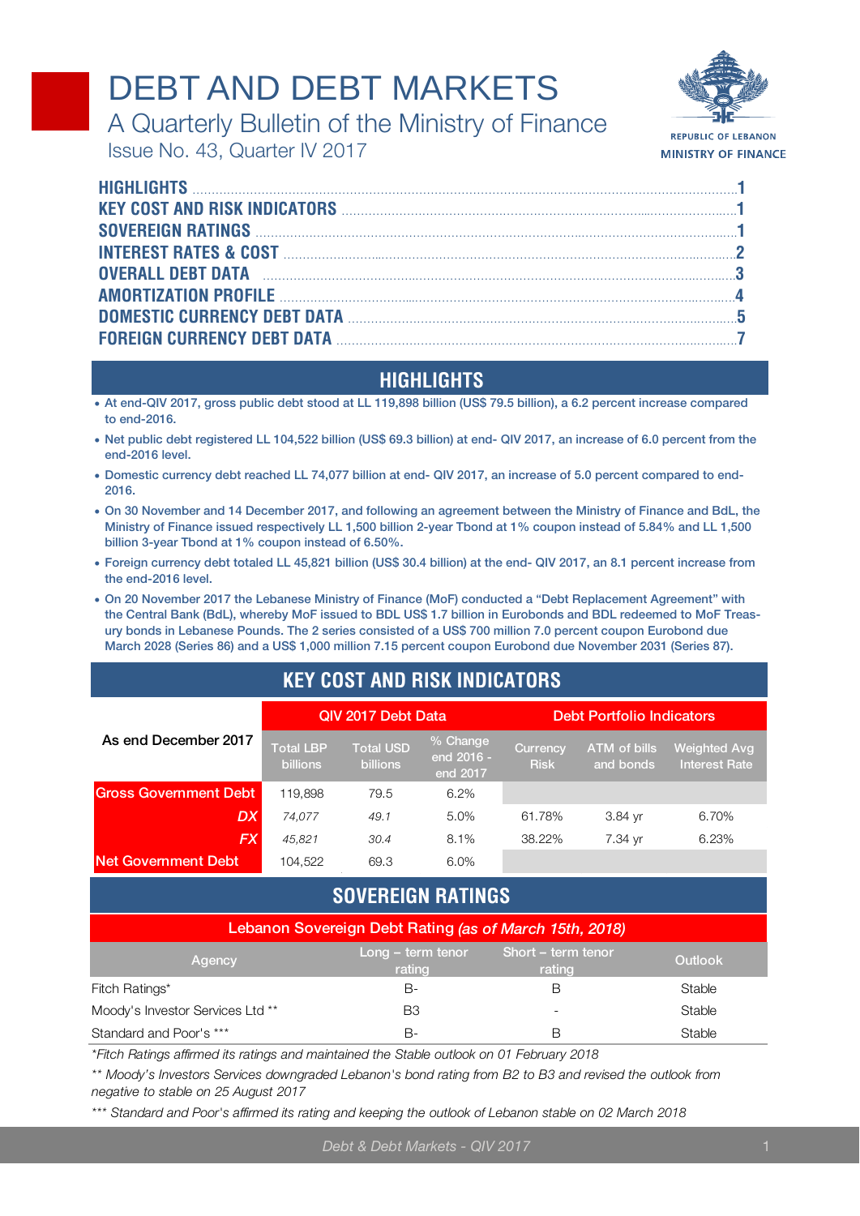# DEBT AND DEBT MARKETS

## A Quarterly Bulletin of the Ministry of Finance

Issue No. 43, Quarter IV 2017

REPUBLIC OF LEBANON
MINISTRY OF FINANCE

- HIGHLIGHTS ........ 1
- KEY COST AND RISK INDICATORS ........ 1
- SOVEREIGN RATINGS ........ 1
- INTEREST RATES & COST ........ 2
- OVERALL DEBT DATA ........ 3
- AMORTIZATION PROFILE ........ 4
- DOMESTIC CURRENCY DEBT DATA ........ 5
- FOREIGN CURRENCY DEBT DATA ........ 7

## HIGHLIGHTS

- At end-QIV 2017, gross public debt stood at LL 119,898 billion (US$ 79.5 billion), a 6.2 percent increase compared to end-2016.
- Net public debt registered LL 104,522 billion (US$ 69.3 billion) at end- QIV 2017, an increase of 6.0 percent from the end-2016 level.
- Domestic currency debt reached LL 74,077 billion at end- QIV 2017, an increase of 5.0 percent compared to end-2016.
- On 30 November and 14 December 2017, and following an agreement between the Ministry of Finance and BdL, the Ministry of Finance issued respectively LL 1,500 billion 2-year Tbond at 1% coupon instead of 5.84% and LL 1,500 billion 3-year Tbond at 1% coupon instead of 6.50%.
- Foreign currency debt totaled LL 45,821 billion (US$ 30.4 billion) at the end- QIV 2017, an 8.1 percent increase from the end-2016 level.
- On 20 November 2017 the Lebanese Ministry of Finance (MoF) conducted a "Debt Replacement Agreement" with the Central Bank (BdL), whereby MoF issued to BDL US$ 1.7 billion in Eurobonds and BDL redeemed to MoF Treasury bonds in Lebanese Pounds. The 2 series consisted of a US$ 700 million 7.0 percent coupon Eurobond due March 2028 (Series 86) and a US$ 1,000 million 7.15 percent coupon Eurobond due November 2031 (Series 87).

## KEY COST AND RISK INDICATORS

| As end December 2017 | QIV 2017 Debt Data | | | Debt Portfolio Indicators | | |
|---|---|---|---|---|---|---|
| | Total LBP billions | Total USD billions | % Change end 2016 - end 2017 | Currency Risk | ATM of bills and bonds | Weighted Avg Interest Rate |
| Gross Government Debt | 119,898 | 79.5 | 6.2% | | | |
| *DX* | *74,077* | *49.1* | 5.0% | 61.78% | 3.84 yr | 6.70% |
| *FX* | *45,821* | *30.4* | 8.1% | 38.22% | 7.34 yr | 6.23% |
| Net Government Debt | 104,522 | 69.3 | 6.0% | | | |

## SOVEREIGN RATINGS

| Lebanon Sovereign Debt Rating *(as of March 15th, 2018)* | | | |
|---|---|---|---|
| Agency | Long – term tenor rating | Short – term tenor rating | Outlook |
| Fitch Ratings* | B- | B | Stable |
| Moody's Investor Services Ltd ** | B3 | - | Stable |
| Standard and Poor's *** | B- | B | Stable |

*\*Fitch Ratings affirmed its ratings and maintained the Stable outlook on 01 February 2018*

*\*\* Moody's Investors Services downgraded Lebanon's bond rating from B2 to B3 and revised the outlook from negative to stable on 25 August 2017*

*\*\*\* Standard and Poor's affirmed its rating and keeping the outlook of Lebanon stable on 02 March 2018*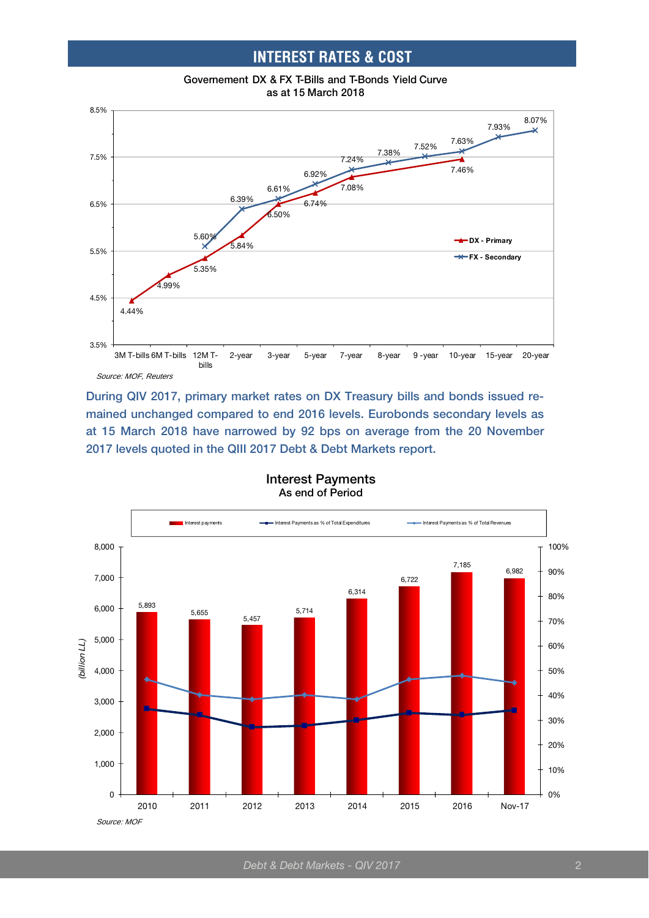## INTEREST RATES & COST

**Governement DX & FX T-Bills and T-Bonds Yield Curve**
**as at 15 March 2018**

| Maturity | DX - Primary | FX - Secondary |
|---|---|---|
| 3M T-bills | 4.44% | |
| 6M T-bills | 4.99% | |
| 12M T-bills | 5.35% | 5.60% |
| 2-year | 5.84% | 6.39% |
| 3-year | 6.50% | 6.61% |
| 5-year | 6.74% | 6.92% |
| 7-year | 7.08% | 7.24% |
| 8-year | | 7.38% |
| 9-year | | 7.52% |
| 10-year | 7.46% | 7.63% |
| 15-year | | 7.93% |
| 20-year | | 8.07% |

*Source: MOF, Reuters*

During QIV 2017, primary market rates on DX Treasury bills and bonds issued remained unchanged compared to end 2016 levels. Eurobonds secondary levels as at 15 March 2018 have narrowed by 92 bps on average from the 20 November 2017 levels quoted in the QIII 2017 Debt & Debt Markets report.

**Interest Payments**
**As end of Period**

| | 2010 | 2011 | 2012 | 2013 | 2014 | 2015 | 2016 | Nov-17 |
|---|---|---|---|---|---|---|---|---|
| Interest payments (billion LL) | 5,893 | 5,655 | 5,457 | 5,714 | 6,314 | 6,722 | 7,185 | 6,982 |

Legend: Interest payments; Interest Payments as % of Total Expenditures; Interest Payments as % of Total Revenues

*Source: MOF*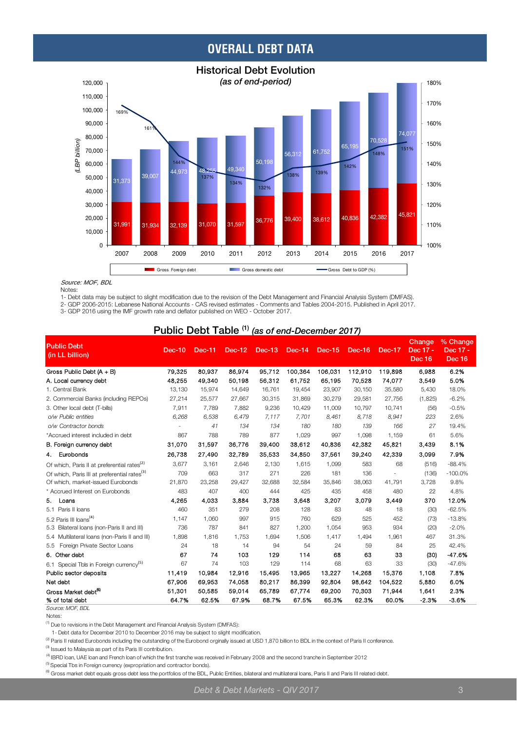# OVERALL DEBT DATA

## Historical Debt Evolution

*(as of end-period)*

| Year | Gross Foreign debt (LBP billion) | Gross domestic debt (LBP billion) | Gross Debt to GDP (%) |
|---|---|---|---|
| 2007 | 31,991 | 31,373 | 169% |
| 2008 | 31,934 | 39,007 | 161% |
| 2009 | 32,139 | 44,973 | 144% |
| 2010 | 31,070 | 48,255 | 137% |
| 2011 | 31,597 | 49,340 | 134% |
| 2012 | 36,776 | 50,198 | 132% |
| 2013 | 39,400 | 56,312 | 138% |
| 2014 | 38,612 | 61,752 | 139% |
| 2015 | 40,836 | 65,195 | 142% |
| 2016 | 42,382 | 70,528 | 148% |
| 2017 | 45,821 | 74,077 | 151% |

*Source: MOF, BDL*

Notes:

1- Debt data may be subject to slight modification due to the revision of the Debt Management and Financial Analysis System (DMFAS).

2- GDP 2006-2015: Lebanese National Accounts - CAS revised estimates - Comments and Tables 2004-2015. Published in April 2017.

3- GDP 2016 using the IMF growth rate and deflator published on WEO - October 2017.

## Public Debt Table [1] *(as of end-December 2017)*

| Public Debt (in LL billion) | Dec-10 | Dec-11 | Dec-12 | Dec-13 | Dec-14 | Dec-15 | Dec-16 | Dec-17 | Change Dec 17 - Dec 16 | % Change Dec 17 - Dec 16 |
|---|---|---|---|---|---|---|---|---|---|---|
| Gross Public Debt (A + B) | 79,325 | 80,937 | 86,974 | 95,712 | 100,364 | 106,031 | 112,910 | 119,898 | 6,988 | 6.2% |
| A. Local currency debt | 48,255 | 49,340 | 50,198 | 56,312 | 61,752 | 65,195 | 70,528 | 74,077 | 3,549 | 5.0% |
| 1. Central Bank | 13,130 | 15,974 | 14,649 | 16,761 | 19,454 | 23,907 | 30,150 | 35,580 | 5,430 | 18.0% |
| 2. Commercial Banks (including REPOs) | 27,214 | 25,577 | 27,667 | 30,315 | 31,869 | 30,279 | 29,581 | 27,756 | (1,825) | -6.2% |
| 3. Other local debt (T-bills) | 7,911 | 7,789 | 7,882 | 9,236 | 10,429 | 11,009 | 10,797 | 10,741 | (56) | -0.5% |
| *o/w Public entities* | *6,268* | *6,538* | *6,479* | *7,117* | *7,701* | *8,461* | *8,718* | *8,941* | *223* | *2.6%* |
| *o/w Contractor bonds* | *-* | *41* | *134* | *134* | *180* | *180* | *139* | *166* | *27* | *19.4%* |
| *Accrued interest included in debt | 867 | 788 | 789 | 877 | 1,029 | 997 | 1,098 | 1,159 | 61 | 5.6% |
| B. Foreign currency debt | 31,070 | 31,597 | 36,776 | 39,400 | 38,612 | 40,836 | 42,382 | 45,821 | 3,439 | 8.1% |
| 4. Eurobonds | 26,738 | 27,490 | 32,789 | 35,533 | 34,850 | 37,561 | 39,240 | 42,339 | 3,099 | 7.9% |
| Of which, Paris II at preferential rates[2] | 3,677 | 3,161 | 2,646 | 2,130 | 1,615 | 1,099 | 583 | 68 | (516) | -88.4% |
| Of which, Paris III at preferential rates[3] | 709 | 663 | 317 | 271 | 226 | 181 | 136 | - | (136) | -100.0% |
| Of which, market-issued Eurobonds | 21,870 | 23,258 | 29,427 | 32,688 | 32,584 | 35,846 | 38,063 | 41,791 | 3,728 | 9.8% |
| * Accrued Interest on Eurobonds | 483 | 407 | 400 | 444 | 425 | 435 | 458 | 480 | 22 | 4.8% |
| 5. Loans | 4,265 | 4,033 | 3,884 | 3,738 | 3,648 | 3,207 | 3,079 | 3,449 | 370 | 12.0% |
| 5.1 Paris II loans | 460 | 351 | 279 | 208 | 128 | 83 | 48 | 18 | (30) | -62.5% |
| 5.2 Paris III loans[4] | 1,147 | 1,060 | 997 | 915 | 760 | 629 | 525 | 452 | (73) | -13.8% |
| 5.3 Bilateral loans (non-Paris II and III) | 736 | 787 | 841 | 827 | 1,200 | 1,054 | 953 | 934 | (20) | -2.0% |
| 5.4 Multilateral loans (non-Paris II and III) | 1,898 | 1,816 | 1,753 | 1,694 | 1,506 | 1,417 | 1,494 | 1,961 | 467 | 31.3% |
| 5.5 Foreign Private Sector Loans | 24 | 18 | 14 | 94 | 54 | 24 | 59 | 84 | 25 | 42.4% |
| 6. Other debt | 67 | 74 | 103 | 129 | 114 | 68 | 63 | 33 | (30) | -47.6% |
| 6.1 Special Tbs in Foreign currency[5] | 67 | 74 | 103 | 129 | 114 | 68 | 63 | 33 | (30) | -47.6% |
| Public sector deposits | 11,419 | 10,984 | 12,916 | 15,495 | 13,965 | 13,227 | 14,268 | 15,376 | 1,108 | 7.8% |
| Net debt | 67,906 | 69,953 | 74,058 | 80,217 | 86,399 | 92,804 | 98,642 | 104,522 | 5,880 | 6.0% |
| Gross Market debt[6] | 51,301 | 50,585 | 59,014 | 65,789 | 67,774 | 69,200 | 70,303 | 71,944 | 1,641 | 2.3% |
| % of total debt | 64.7% | 62.5% | 67.9% | 68.7% | 67.5% | 65.3% | 62.3% | 60.0% | -2.3% | -3.6% |

*Source: MOF, BDL*

Notes:

[1] Due to revisions in the Debt Management and Financial Analysis System (DMFAS):

1- Debt data for December 2010 to December 2016 may be subject to slight modification.

[2] Paris II related Eurobonds including the outstanding of the Eurobond orginally issued at USD 1,870 billion to BDL in the context of Paris II conference.

[3] Issued to Malaysia as part of its Paris III contribution.

[4] IBRD loan, UAE loan and French loan of which the first tranche was received in February 2008 and the second tranche in September 2012

[5] Special Tbs in Foreign currency (expropriation and contractor bonds).

[6] Gross market debt equals gross debt less the portfolios of the BDL, Public Entities, bilateral and multilateral loans, Paris II and Paris III related debt.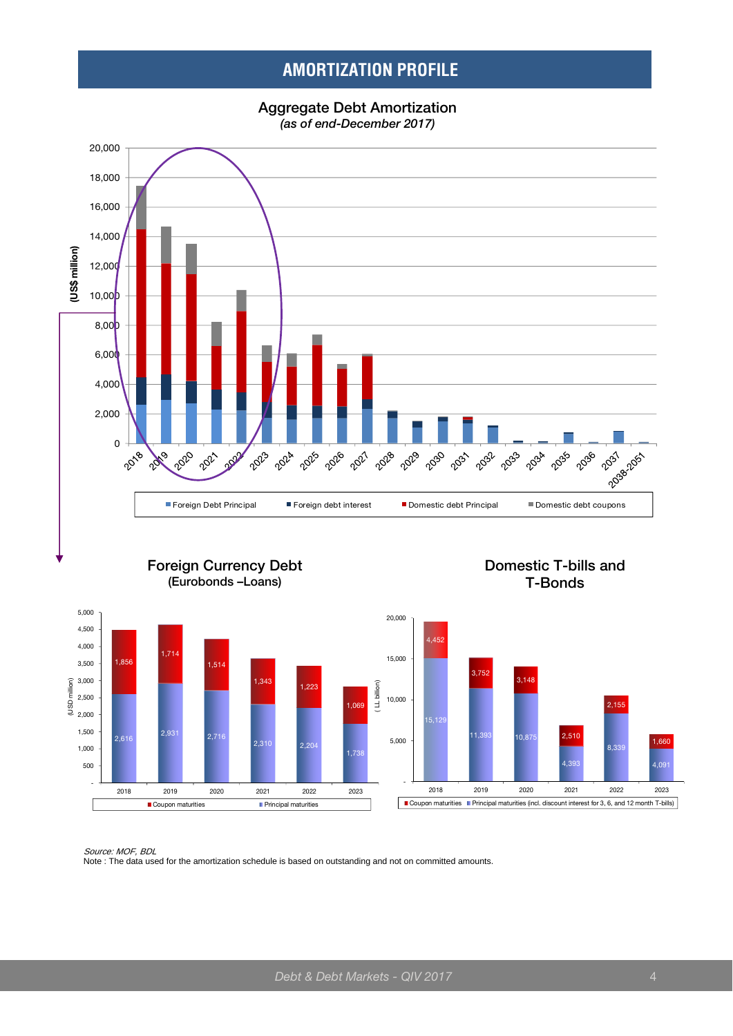# AMORTIZATION PROFILE

## Aggregate Debt Amortization

*(as of end-December 2017)*

(US$ million)

Foreign Debt Principal | Foreign debt interest | Domestic debt Principal | Domestic debt coupons

## Foreign Currency Debt
(Eurobonds –Loans)

(USD million)

| | 2018 | 2019 | 2020 | 2021 | 2022 | 2023 |
|---|---|---|---|---|---|---|
| Coupon maturities | 1,856 | 1,714 | 1,514 | 1,343 | 1,223 | 1,069 |
| Principal maturities | 2,616 | 2,931 | 2,716 | 2,310 | 2,204 | 1,738 |

## Domestic T-bills and T-Bonds

(LL billion)

| | 2018 | 2019 | 2020 | 2021 | 2022 | 2023 |
|---|---|---|---|---|---|---|
| Coupon maturities | 4,452 | 3,752 | 3,148 | 2,510 | 2,155 | 1,660 |
| Principal maturities (incl. discount interest for 3, 6, and 12 month T-bills) | 15,129 | 11,393 | 10,875 | 4,393 | 8,339 | 4,091 |

*Source: MOF, BDL*

Note : The data used for the amortization schedule is based on outstanding and not on committed amounts.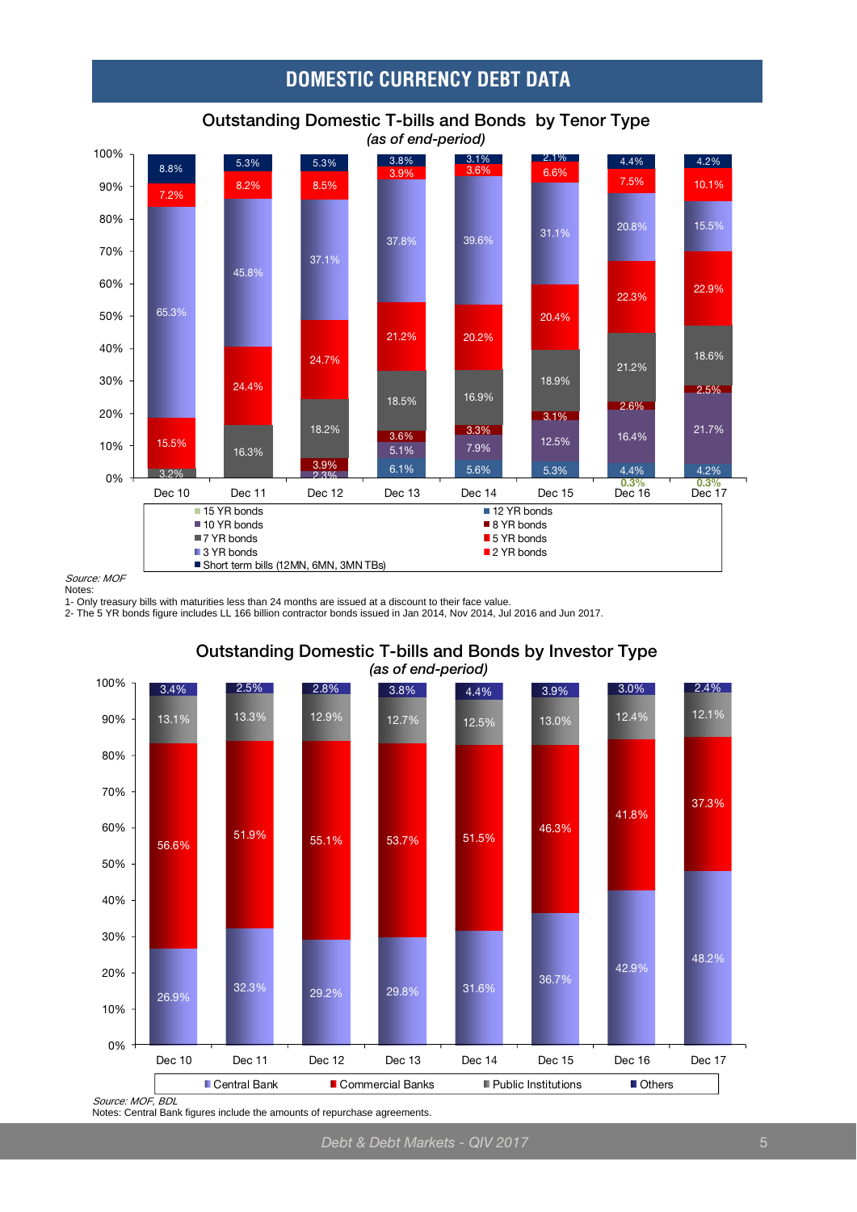# DOMESTIC CURRENCY DEBT DATA

**Outstanding Domestic T-bills and Bonds by Tenor Type**
*(as of end-period)*

| | Dec 10 | Dec 11 | Dec 12 | Dec 13 | Dec 14 | Dec 15 | Dec 16 | Dec 17 |
|---|---|---|---|---|---|---|---|---|
| Short term bills (12MN, 6MN, 3MN TBs) | 8.8% | 5.3% | 5.3% | 3.8% | 3.1% | 2.1% | 4.4% | 4.2% |
| 2 YR bonds | 7.2% | 8.2% | 8.5% | 3.9% | 3.6% | 6.6% | 7.5% | 10.1% |
| 3 YR bonds | 65.3% | 45.8% | 37.1% | 37.8% | 39.6% | 31.1% | 20.8% | 15.5% |
| 5 YR bonds | 15.5% | 24.4% | 24.7% | 21.2% | 20.2% | 20.4% | 22.3% | 22.9% |
| 7 YR bonds | 3.2% | 16.3% | 18.2% | 18.5% | 16.9% | 18.9% | 21.2% | 18.6% |
| 8 YR bonds | | | 3.9% | 3.6% | 3.3% | 3.1% | 2.6% | 2.5% |
| 10 YR bonds | | | 2.3% | 5.1% | 7.9% | 12.5% | 16.4% | 21.7% |
| 12 YR bonds | | | | 6.1% | 5.6% | 5.3% | 4.4% | 4.2% |
| 15 YR bonds | | | | | | | 0.3% | 0.3% |

*Source: MOF*

Notes:

1- Only treasury bills with maturities less than 24 months are issued at a discount to their face value.

2- The 5 YR bonds figure includes LL 166 billion contractor bonds issued in Jan 2014, Nov 2014, Jul 2016 and Jun 2017.

**Outstanding Domestic T-bills and Bonds by Investor Type**
*(as of end-period)*

| | Dec 10 | Dec 11 | Dec 12 | Dec 13 | Dec 14 | Dec 15 | Dec 16 | Dec 17 |
|---|---|---|---|---|---|---|---|---|
| Others | 3.4% | 2.5% | 2.8% | 3.8% | 4.4% | 3.9% | 3.0% | 2.4% |
| Public Institutions | 13.1% | 13.3% | 12.9% | 12.7% | 12.5% | 13.0% | 12.4% | 12.1% |
| Commercial Banks | 56.6% | 51.9% | 55.1% | 53.7% | 51.5% | 46.3% | 41.8% | 37.3% |
| Central Bank | 26.9% | 32.3% | 29.2% | 29.8% | 31.6% | 36.7% | 42.9% | 48.2% |

*Source: MOF, BDL*

Notes: Central Bank figures include the amounts of repurchase agreements.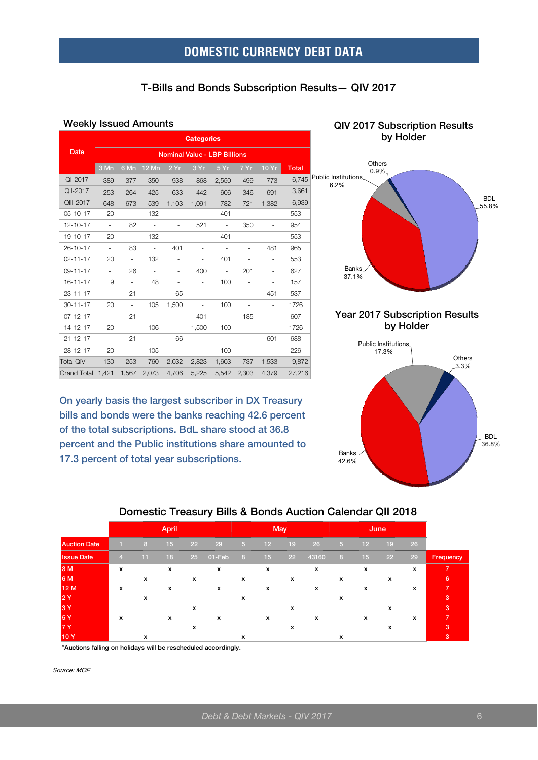# DOMESTIC CURRENCY DEBT DATA

## T-Bills and Bonds Subscription Results— QIV 2017

### Weekly Issued Amounts

| Date | Categories | | | | | | | | |
|---|---|---|---|---|---|---|---|---|---|
| | Nominal Value - LBP Billions | | | | | | | | |
| | 3 Mn | 6 Mn | 12 Mn | 2 Yr | 3 Yr | 5 Yr | 7 Yr | 10 Yr | Total |
| QI-2017 | 389 | 377 | 350 | 938 | 868 | 2,550 | 499 | 773 | 6,745 |
| QII-2017 | 253 | 264 | 425 | 633 | 442 | 606 | 346 | 691 | 3,661 |
| QIII-2017 | 648 | 673 | 539 | 1,103 | 1,091 | 782 | 721 | 1,382 | 6,939 |
| 05-10-17 | 20 | - | 132 | - | - | 401 | - | - | 553 |
| 12-10-17 | - | 82 | - | - | 521 | - | 350 | - | 954 |
| 19-10-17 | 20 | - | 132 | - | - | 401 | - | - | 553 |
| 26-10-17 | - | 83 | - | 401 | - | - | - | 481 | 965 |
| 02-11-17 | 20 | - | 132 | - | - | 401 | - | - | 553 |
| 09-11-17 | - | 26 | - | - | 400 | - | 201 | - | 627 |
| 16-11-17 | 9 | - | 48 | - | - | 100 | - | - | 157 |
| 23-11-17 | - | 21 | - | 65 | - | - | - | 451 | 537 |
| 30-11-17 | 20 | - | 105 | 1,500 | - | 100 | - | - | 1726 |
| 07-12-17 | - | 21 | - | - | 401 | - | 185 | - | 607 |
| 14-12-17 | 20 | - | 106 | - | 1,500 | 100 | - | - | 1726 |
| 21-12-17 | - | 21 | - | 66 | - | - | - | 601 | 688 |
| 28-12-17 | 20 | - | 105 | - | - | 100 | - | - | 226 |
| Total QIV | 130 | 253 | 760 | 2,032 | 2,823 | 1,603 | 737 | 1,533 | 9,872 |
| Grand Total | 1,421 | 1,567 | 2,073 | 4,706 | 5,225 | 5,542 | 2,303 | 4,379 | 27,216 |

### QIV 2017 Subscription Results by Holder

- BDL 55.8%
- Banks 37.1%
- Public Institutions 6.2%
- Others 0.9%

### Year 2017 Subscription Results by Holder

- Banks 42.6%
- BDL 36.8%
- Public Institutions 17.3%
- Others 3.3%

On yearly basis the largest subscriber in DX Treasury bills and bonds were the banks reaching 42.6 percent of the total subscriptions. BdL share stood at 36.8 percent and the Public institutions share amounted to 17.3 percent of total year subscriptions.

## Domestic Treasury Bills & Bonds Auction Calendar QII 2018

| | April | | | | | May | | | | June | | | | |
|---|---|---|---|---|---|---|---|---|---|---|---|---|---|---|
| Auction Date | 1 | 8 | 15 | 22 | 29 | 5 | 12 | 19 | 26 | 5 | 12 | 19 | 26 | |
| Issue Date | 4 | 11 | 18 | 25 | 01-Feb | 8 | 15 | 22 | 43160 | 8 | 15 | 22 | 29 | Frequency |
| 3 M | x | | x | | x | | x | | x | | x | | x | 7 |
| 6 M | | x | | x | | x | | x | | x | | x | | 6 |
| 12 M | x | | x | | x | | x | | x | | x | | x | 7 |
| 2 Y | | x | | | | x | | | | x | | | | 3 |
| 3 Y | | | | x | | | | x | | | | x | | 3 |
| 5 Y | x | | x | | x | | x | | x | | x | | x | 7 |
| 7 Y | | | | x | | | | x | | | | x | | 3 |
| 10 Y | | x | | | | x | | | | x | | | | 3 |

*Auctions falling on holidays will be rescheduled accordingly.

*Source: MOF*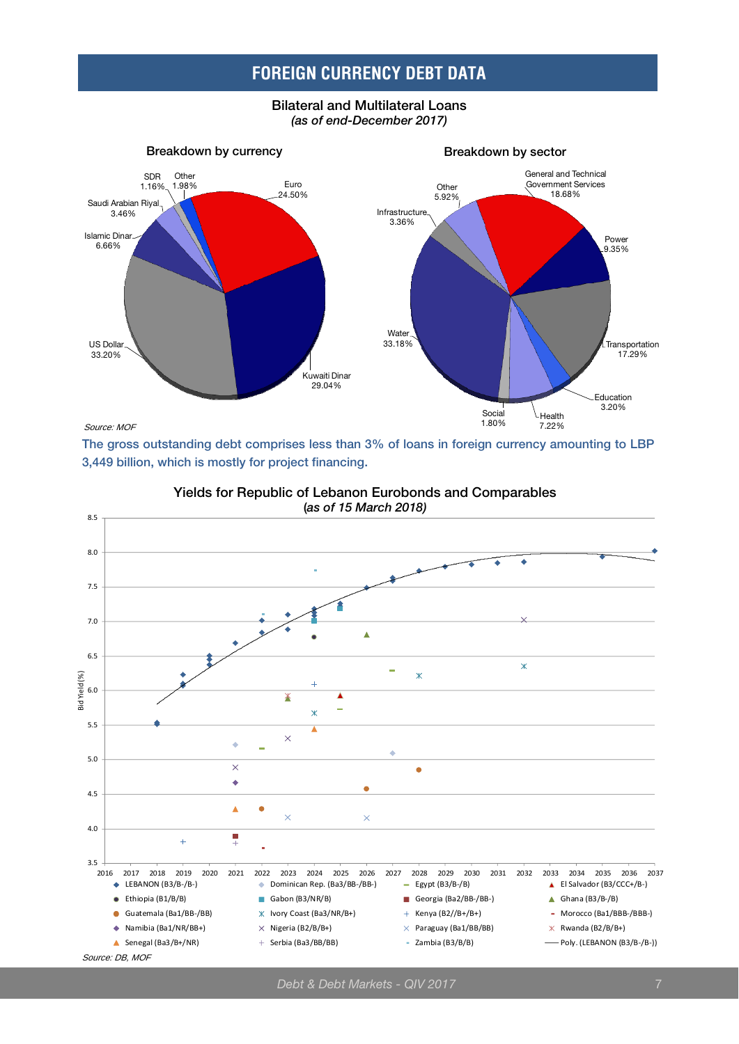# FOREIGN CURRENCY DEBT DATA

## Bilateral and Multilateral Loans

*(as of end-December 2017)*

### Breakdown by currency

| Currency | Share |
| --- | --- |
| Euro | 24.50% |
| Kuwaiti Dinar | 29.04% |
| US Dollar | 33.20% |
| Islamic Dinar | 6.66% |
| Saudi Arabian Riyal | 3.46% |
| SDR | 1.16% |
| Other | 1.98% |

### Breakdown by sector

| Sector | Share |
| --- | --- |
| General and Technical Government Services | 18.68% |
| Power | 9.35% |
| Transportation | 17.29% |
| Education | 3.20% |
| Health | 7.22% |
| Social | 1.80% |
| Water | 33.18% |
| Infrastructure | 3.36% |
| Other | 5.92% |

*Source: MOF*

The gross outstanding debt comprises less than 3% of loans in foreign currency amounting to LBP 3,449 billion, which is mostly for project financing.

## Yields for Republic of Lebanon Eurobonds and Comparables

*(as of 15 March 2018)*

Legend: LEBANON (B3/B-/B-), Dominican Rep. (Ba3/BB-/BB-), Egypt (B3/B-/B), El Salvador (B3/CCC+/B-), Ethiopia (B1/B/B), Gabon (B3/NR/B), Georgia (Ba2/BB-/BB-), Ghana (B3/B-/B), Guatemala (Ba1/BB-/BB), Ivory Coast (Ba3/NR/B+), Kenya (B2//B+/B+), Morocco (Ba1/BBB-/BBB-), Namibia (Ba1/NR/BB+), Nigeria (B2/B/B+), Paraguay (Ba1/BB/BB), Rwanda (B2/B/B+), Senegal (Ba3/B+/NR), Serbia (Ba3/BB/BB), Zambia (B3/B/B), Poly. (LEBANON (B3/B-/B-))

Y-axis: Bid Yield (%), 3.5 to 8.5; X-axis: 2016 to 2037

*Source: DB, MOF*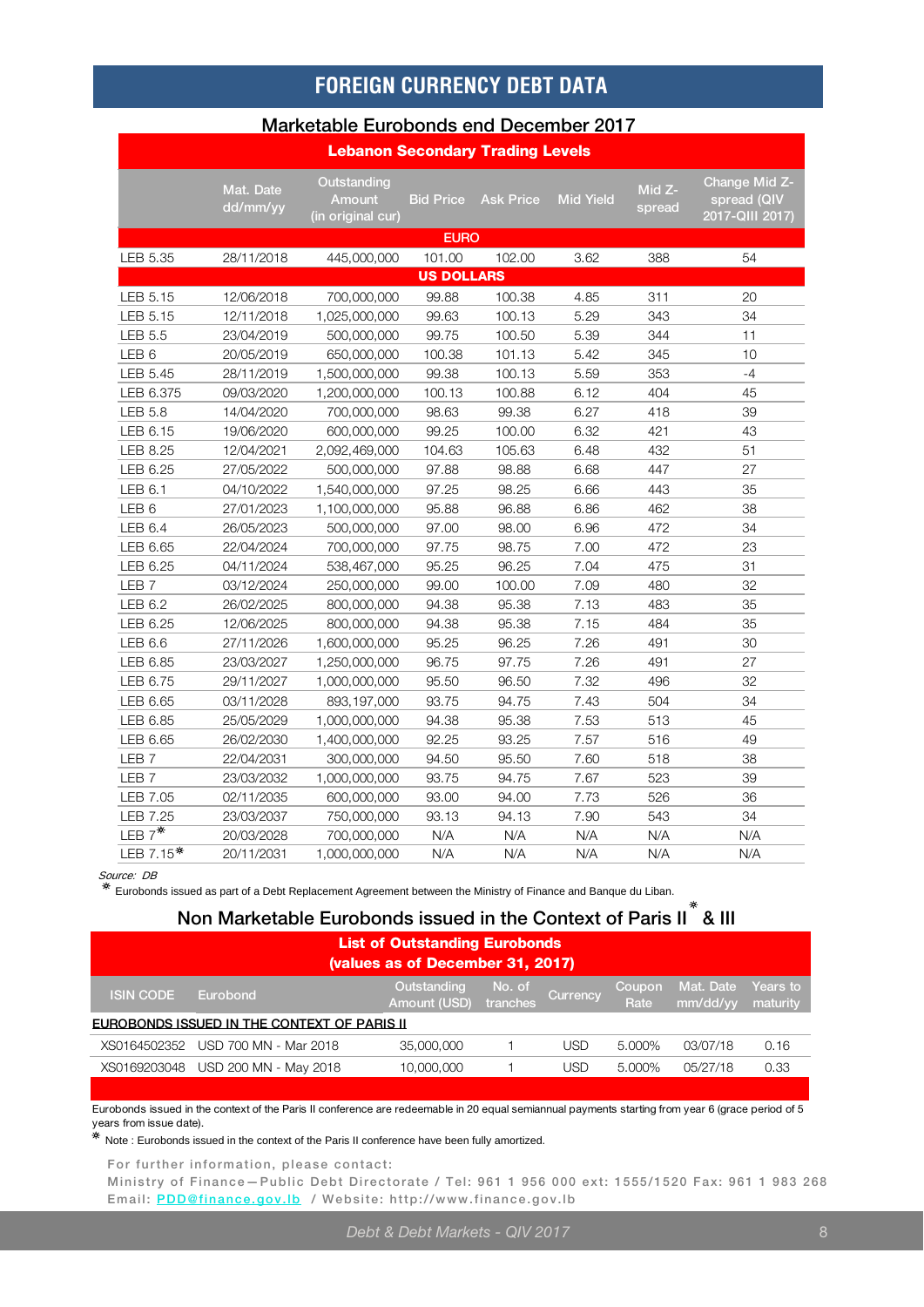# FOREIGN CURRENCY DEBT DATA

## Marketable Eurobonds end December 2017

**Lebanon Secondary Trading Levels**

| | Mat. Date dd/mm/yy | Outstanding Amount (in original cur) | Bid Price | Ask Price | Mid Yield | Mid Z-spread | Change Mid Z-spread (QIV 2017-QIII 2017) |
|---|---|---|---|---|---|---|---|
| **EURO** | | | | | | | |
| LEB 5.35 | 28/11/2018 | 445,000,000 | 101.00 | 102.00 | 3.62 | 388 | 54 |
| **US DOLLARS** | | | | | | | |
| LEB 5.15 | 12/06/2018 | 700,000,000 | 99.88 | 100.38 | 4.85 | 311 | 20 |
| LEB 5.15 | 12/11/2018 | 1,025,000,000 | 99.63 | 100.13 | 5.29 | 343 | 34 |
| LEB 5.5 | 23/04/2019 | 500,000,000 | 99.75 | 100.50 | 5.39 | 344 | 11 |
| LEB 6 | 20/05/2019 | 650,000,000 | 100.38 | 101.13 | 5.42 | 345 | 10 |
| LEB 5.45 | 28/11/2019 | 1,500,000,000 | 99.38 | 100.13 | 5.59 | 353 | -4 |
| LEB 6.375 | 09/03/2020 | 1,200,000,000 | 100.13 | 100.88 | 6.12 | 404 | 45 |
| LEB 5.8 | 14/04/2020 | 700,000,000 | 98.63 | 99.38 | 6.27 | 418 | 39 |
| LEB 6.15 | 19/06/2020 | 600,000,000 | 99.25 | 100.00 | 6.32 | 421 | 43 |
| LEB 8.25 | 12/04/2021 | 2,092,469,000 | 104.63 | 105.63 | 6.48 | 432 | 51 |
| LEB 6.25 | 27/05/2022 | 500,000,000 | 97.88 | 98.88 | 6.68 | 447 | 27 |
| LEB 6.1 | 04/10/2022 | 1,540,000,000 | 97.25 | 98.25 | 6.66 | 443 | 35 |
| LEB 6 | 27/01/2023 | 1,100,000,000 | 95.88 | 96.88 | 6.86 | 462 | 38 |
| LEB 6.4 | 26/05/2023 | 500,000,000 | 97.00 | 98.00 | 6.96 | 472 | 34 |
| LEB 6.65 | 22/04/2024 | 700,000,000 | 97.75 | 98.75 | 7.00 | 472 | 23 |
| LEB 6.25 | 04/11/2024 | 538,467,000 | 95.25 | 96.25 | 7.04 | 475 | 31 |
| LEB 7 | 03/12/2024 | 250,000,000 | 99.00 | 100.00 | 7.09 | 480 | 32 |
| LEB 6.2 | 26/02/2025 | 800,000,000 | 94.38 | 95.38 | 7.13 | 483 | 35 |
| LEB 6.25 | 12/06/2025 | 800,000,000 | 94.38 | 95.38 | 7.15 | 484 | 35 |
| LEB 6.6 | 27/11/2026 | 1,600,000,000 | 95.25 | 96.25 | 7.26 | 491 | 30 |
| LEB 6.85 | 23/03/2027 | 1,250,000,000 | 96.75 | 97.75 | 7.26 | 491 | 27 |
| LEB 6.75 | 29/11/2027 | 1,000,000,000 | 95.50 | 96.50 | 7.32 | 496 | 32 |
| LEB 6.65 | 03/11/2028 | 893,197,000 | 93.75 | 94.75 | 7.43 | 504 | 34 |
| LEB 6.85 | 25/05/2029 | 1,000,000,000 | 94.38 | 95.38 | 7.53 | 513 | 45 |
| LEB 6.65 | 26/02/2030 | 1,400,000,000 | 92.25 | 93.25 | 7.57 | 516 | 49 |
| LEB 7 | 22/04/2031 | 300,000,000 | 94.50 | 95.50 | 7.60 | 518 | 38 |
| LEB 7 | 23/03/2032 | 1,000,000,000 | 93.75 | 94.75 | 7.67 | 523 | 39 |
| LEB 7.05 | 02/11/2035 | 600,000,000 | 93.00 | 94.00 | 7.73 | 526 | 36 |
| LEB 7.25 | 23/03/2037 | 750,000,000 | 93.13 | 94.13 | 7.90 | 543 | 34 |
| LEB 7* | 20/03/2028 | 700,000,000 | N/A | N/A | N/A | N/A | N/A |
| LEB 7.15* | 20/11/2031 | 1,000,000,000 | N/A | N/A | N/A | N/A | N/A |

*Source: DB*

* Eurobonds issued as part of a Debt Replacement Agreement between the Ministry of Finance and Banque du Liban.

## Non Marketable Eurobonds issued in the Context of Paris II* & III

**List of Outstanding Eurobonds (values as of December 31, 2017)**

| ISIN CODE | Eurobond | Outstanding Amount (USD) | No. of tranches | Currency | Coupon Rate | Mat. Date mm/dd/yy | Years to maturity |
|---|---|---|---|---|---|---|---|
| **EUROBONDS ISSUED IN THE CONTEXT OF PARIS II** | | | | | | | |
| XS0164502352 | USD 700 MN - Mar 2018 | 35,000,000 | 1 | USD | 5.000% | 03/07/18 | 0.16 |
| XS0169203048 | USD 200 MN - May 2018 | 10,000,000 | 1 | USD | 5.000% | 05/27/18 | 0.33 |

Eurobonds issued in the context of the Paris II conference are redeemable in 20 equal semiannual payments starting from year 6 (grace period of 5 years from issue date).

* Note : Eurobonds issued in the context of the Paris II conference have been fully amortized.

For further information, please contact:
Ministry of Finance—Public Debt Directorate / Tel: 961 1 956 000 ext: 1555/1520 Fax: 961 1 983 268
Email: PDD@finance.gov.lb / Website: http://www.finance.gov.lb